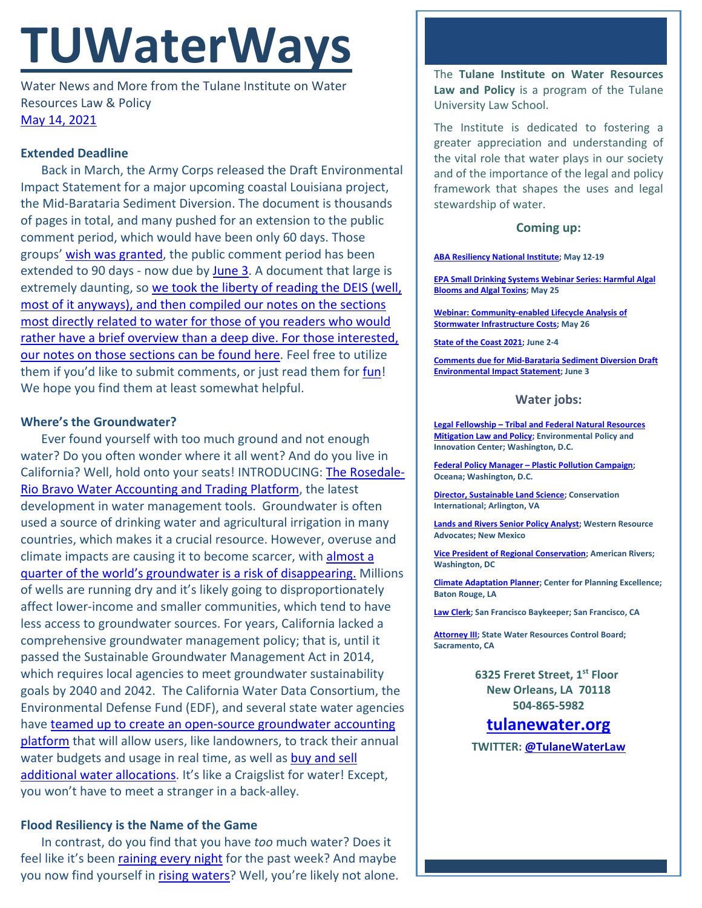# TUWaterWays

Water News and More from the Tulane Institute on Water Resources Law & Policy
May 14, 2021

### Extended Deadline

Back in March, the Army Corps released the Draft Environmental Impact Statement for a major upcoming coastal Louisiana project, the Mid-Barataria Sediment Diversion. The document is thousands of pages in total, and many pushed for an extension to the public comment period, which would have been only 60 days. Those groups' wish was granted, the public comment period has been extended to 90 days - now due by June 3. A document that large is extremely daunting, so we took the liberty of reading the DEIS (well, most of it anyways), and then compiled our notes on the sections most directly related to water for those of you readers who would rather have a brief overview than a deep dive. For those interested, our notes on those sections can be found here. Feel free to utilize them if you'd like to submit comments, or just read them for fun! We hope you find them at least somewhat helpful.

### Where's the Groundwater?

Ever found yourself with too much ground and not enough water? Do you often wonder where it all went? And do you live in California? Well, hold onto your seats! INTRODUCING: The Rosedale-Rio Bravo Water Accounting and Trading Platform, the latest development in water management tools. Groundwater is often used a source of drinking water and agricultural irrigation in many countries, which makes it a crucial resource. However, overuse and climate impacts are causing it to become scarcer, with almost a quarter of the world's groundwater is a risk of disappearing. Millions of wells are running dry and it's likely going to disproportionately affect lower-income and smaller communities, which tend to have less access to groundwater sources. For years, California lacked a comprehensive groundwater management policy; that is, until it passed the Sustainable Groundwater Management Act in 2014, which requires local agencies to meet groundwater sustainability goals by 2040 and 2042. The California Water Data Consortium, the Environmental Defense Fund (EDF), and several state water agencies have teamed up to create an open-source groundwater accounting platform that will allow users, like landowners, to track their annual water budgets and usage in real time, as well as buy and sell additional water allocations. It's like a Craigslist for water! Except, you won't have to meet a stranger in a back-alley.

### Flood Resiliency is the Name of the Game

In contrast, do you find that you have *too* much water? Does it feel like it's been raining every night for the past week? And maybe you now find yourself in rising waters? Well, you're likely not alone.

---

The **Tulane Institute on Water Resources Law and Policy** is a program of the Tulane University Law School.

The Institute is dedicated to fostering a greater appreciation and understanding of the vital role that water plays in our society and of the importance of the legal and policy framework that shapes the uses and legal stewardship of water.

#### Coming up:

**ABA Resiliency National Institute; May 12-19**

**EPA Small Drinking Systems Webinar Series: Harmful Algal Blooms and Algal Toxins; May 25**

**Webinar: Community-enabled Lifecycle Analysis of Stormwater Infrastructure Costs; May 26**

**State of the Coast 2021; June 2-4**

**Comments due for Mid-Barataria Sediment Diversion Draft Environmental Impact Statement; June 3**

#### Water jobs:

**Legal Fellowship – Tribal and Federal Natural Resources Mitigation Law and Policy; Environmental Policy and Innovation Center; Washington, D.C.**

**Federal Policy Manager – Plastic Pollution Campaign; Oceana; Washington, D.C.**

**Director, Sustainable Land Science; Conservation International; Arlington, VA**

**Lands and Rivers Senior Policy Analyst; Western Resource Advocates; New Mexico**

**Vice President of Regional Conservation; American Rivers; Washington, DC**

**Climate Adaptation Planner; Center for Planning Excellence; Baton Rouge, LA**

**Law Clerk; San Francisco Baykeeper; San Francisco, CA**

**Attorney III; State Water Resources Control Board; Sacramento, CA**

**6325 Freret Street, 1st Floor**
**New Orleans, LA 70118**
**504-865-5982**

**tulanewater.org**

**TWITTER: @TulaneWaterLaw**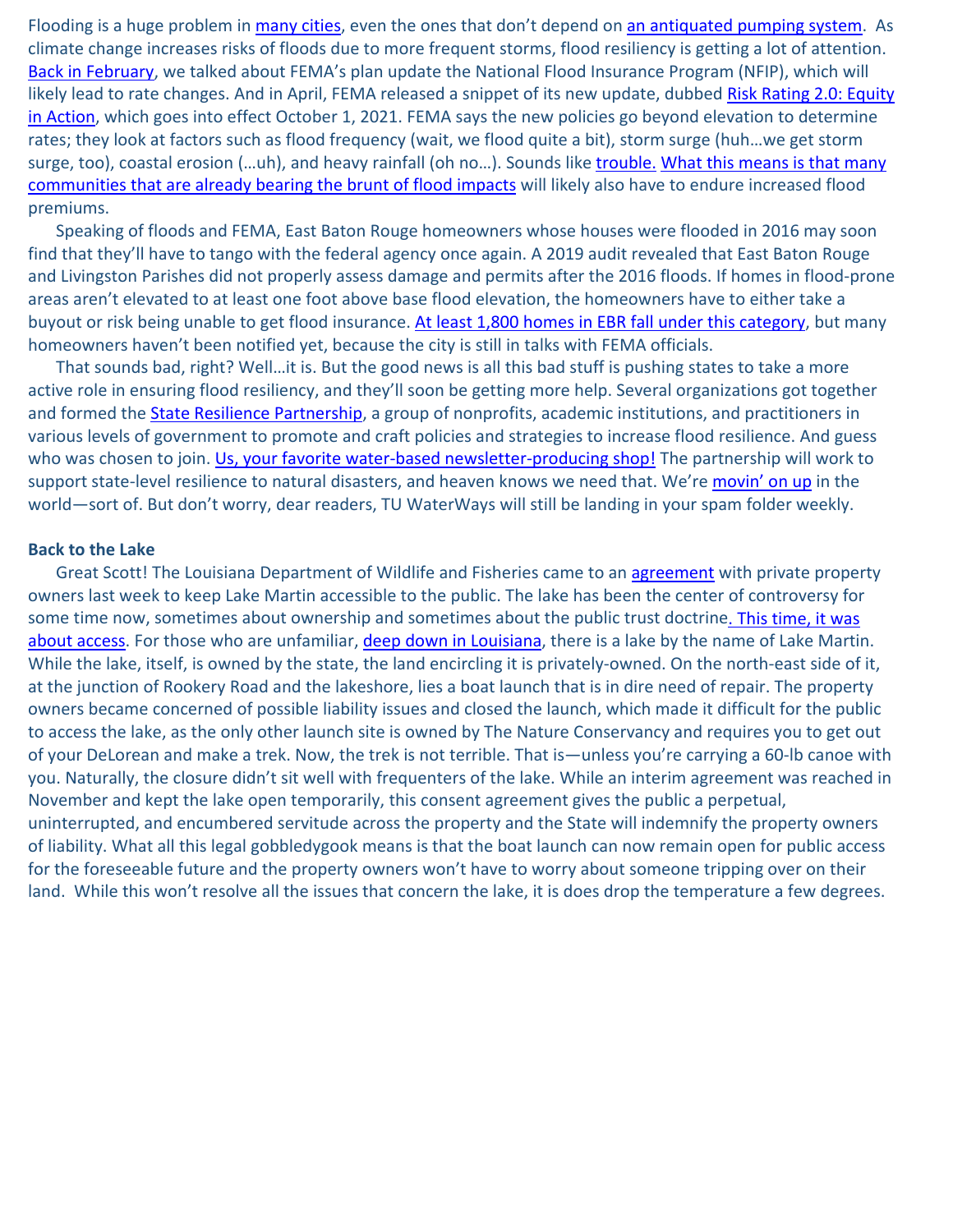Flooding is a huge problem in many cities, even the ones that don't depend on an antiquated pumping system. As climate change increases risks of floods due to more frequent storms, flood resiliency is getting a lot of attention. Back in February, we talked about FEMA's plan update the National Flood Insurance Program (NFIP), which will likely lead to rate changes. And in April, FEMA released a snippet of its new update, dubbed Risk Rating 2.0: Equity in Action, which goes into effect October 1, 2021. FEMA says the new policies go beyond elevation to determine rates; they look at factors such as flood frequency (wait, we flood quite a bit), storm surge (huh…we get storm surge, too), coastal erosion (…uh), and heavy rainfall (oh no…). Sounds like trouble. What this means is that many communities that are already bearing the brunt of flood impacts will likely also have to endure increased flood premiums.

Speaking of floods and FEMA, East Baton Rouge homeowners whose houses were flooded in 2016 may soon find that they'll have to tango with the federal agency once again. A 2019 audit revealed that East Baton Rouge and Livingston Parishes did not properly assess damage and permits after the 2016 floods. If homes in flood-prone areas aren't elevated to at least one foot above base flood elevation, the homeowners have to either take a buyout or risk being unable to get flood insurance. At least 1,800 homes in EBR fall under this category, but many homeowners haven't been notified yet, because the city is still in talks with FEMA officials.

That sounds bad, right? Well…it is. But the good news is all this bad stuff is pushing states to take a more active role in ensuring flood resiliency, and they'll soon be getting more help. Several organizations got together and formed the State Resilience Partnership, a group of nonprofits, academic institutions, and practitioners in various levels of government to promote and craft policies and strategies to increase flood resilience. And guess who was chosen to join. Us, your favorite water-based newsletter-producing shop! The partnership will work to support state-level resilience to natural disasters, and heaven knows we need that. We're movin' on up in the world—sort of. But don't worry, dear readers, TU WaterWays will still be landing in your spam folder weekly.

**Back to the Lake**

Great Scott! The Louisiana Department of Wildlife and Fisheries came to an agreement with private property owners last week to keep Lake Martin accessible to the public. The lake has been the center of controversy for some time now, sometimes about ownership and sometimes about the public trust doctrine. This time, it was about access. For those who are unfamiliar, deep down in Louisiana, there is a lake by the name of Lake Martin. While the lake, itself, is owned by the state, the land encircling it is privately-owned. On the north-east side of it, at the junction of Rookery Road and the lakeshore, lies a boat launch that is in dire need of repair. The property owners became concerned of possible liability issues and closed the launch, which made it difficult for the public to access the lake, as the only other launch site is owned by The Nature Conservancy and requires you to get out of your DeLorean and make a trek. Now, the trek is not terrible. That is—unless you're carrying a 60-lb canoe with you. Naturally, the closure didn't sit well with frequenters of the lake. While an interim agreement was reached in November and kept the lake open temporarily, this consent agreement gives the public a perpetual, uninterrupted, and encumbered servitude across the property and the State will indemnify the property owners of liability. What all this legal gobbledygook means is that the boat launch can now remain open for public access for the foreseeable future and the property owners won't have to worry about someone tripping over on their land. While this won't resolve all the issues that concern the lake, it is does drop the temperature a few degrees.